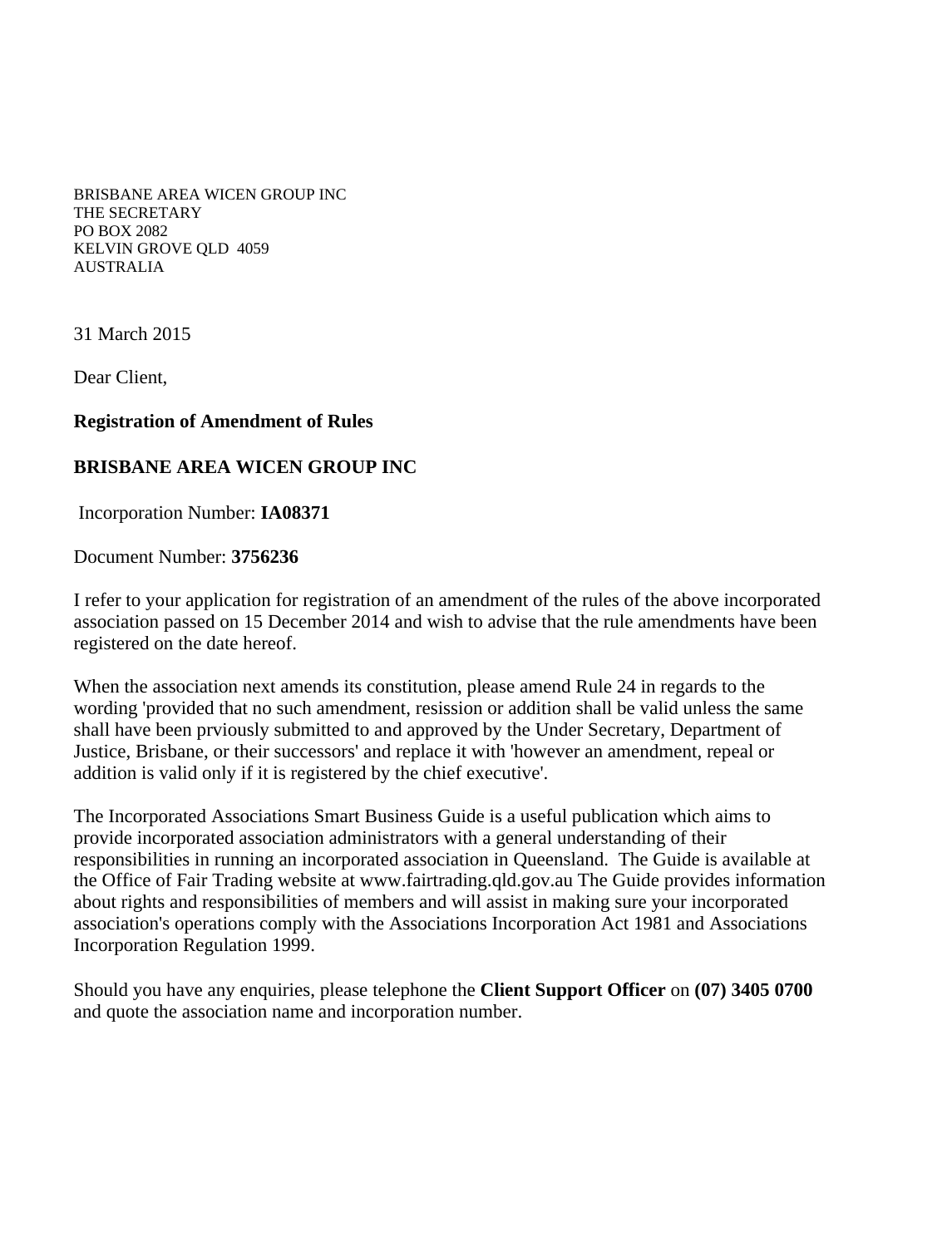BRISBANE AREA WICEN GROUP INC
THE SECRETARY
PO BOX 2082
KELVIN GROVE QLD 4059
AUSTRALIA

31 March 2015

Dear Client,

**Registration of Amendment of Rules**

**BRISBANE AREA WICEN GROUP INC**

Incorporation Number: **IA08371**

Document Number: **3756236**

I refer to your application for registration of an amendment of the rules of the above incorporated association passed on 15 December 2014 and wish to advise that the rule amendments have been registered on the date hereof.

When the association next amends its constitution, please amend Rule 24 in regards to the wording 'provided that no such amendment, resission or addition shall be valid unless the same shall have been prviously submitted to and approved by the Under Secretary, Department of Justice, Brisbane, or their successors' and replace it with 'however an amendment, repeal or addition is valid only if it is registered by the chief executive'.

The Incorporated Associations Smart Business Guide is a useful publication which aims to provide incorporated association administrators with a general understanding of their responsibilities in running an incorporated association in Queensland. The Guide is available at the Office of Fair Trading website at www.fairtrading.qld.gov.au The Guide provides information about rights and responsibilities of members and will assist in making sure your incorporated association's operations comply with the Associations Incorporation Act 1981 and Associations Incorporation Regulation 1999.

Should you have any enquiries, please telephone the **Client Support Officer** on **(07) 3405 0700** and quote the association name and incorporation number.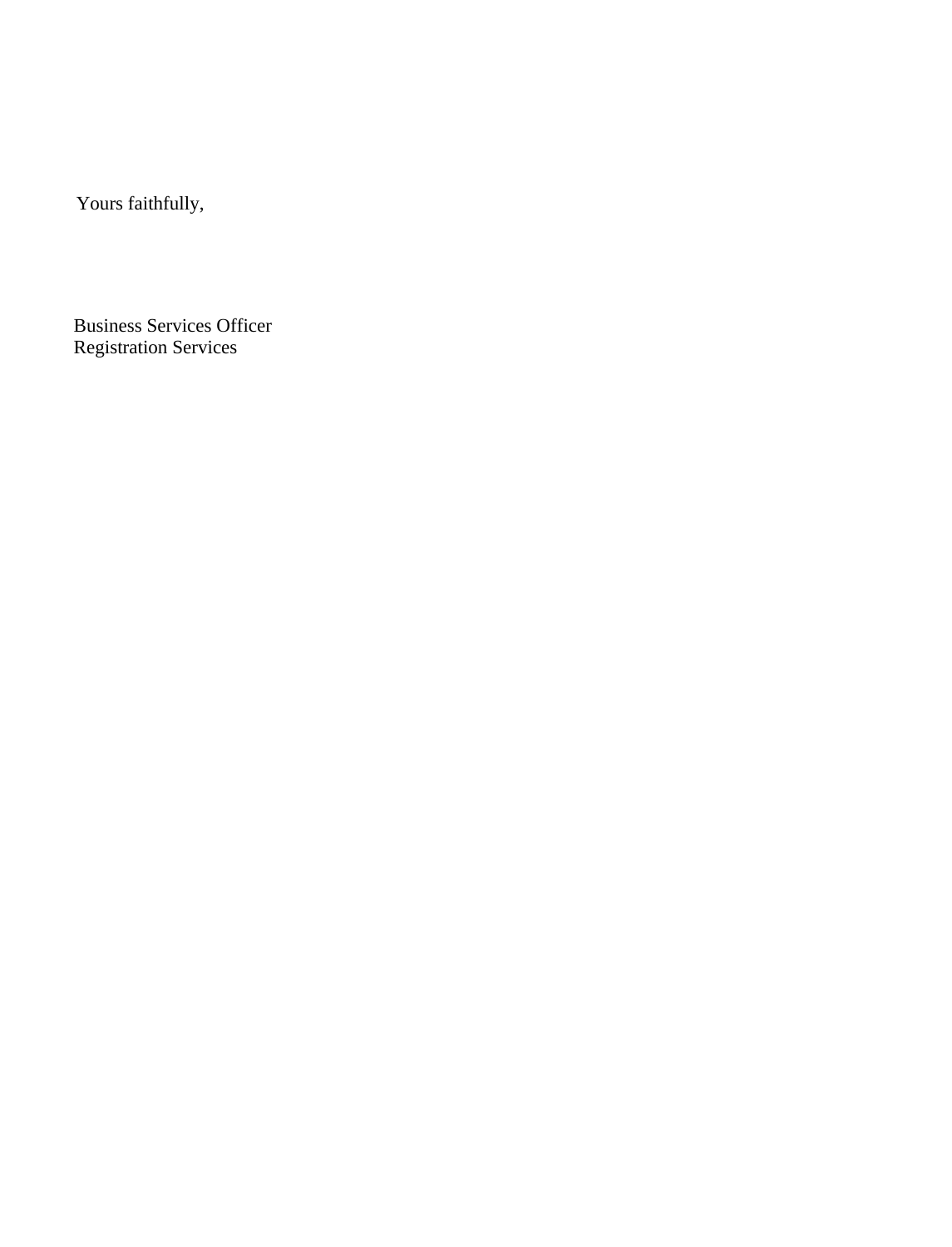Yours faithfully,

Business Services Officer
Registration Services